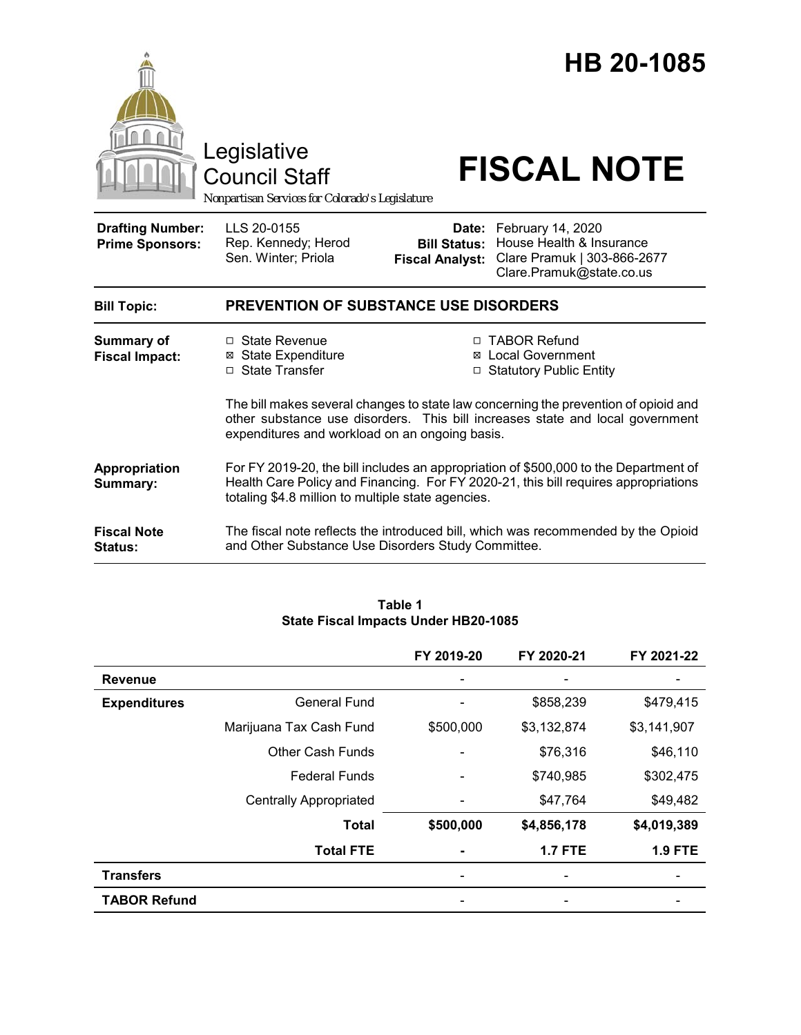# HB 20-1085

Legislative Council Staff

*Nonpartisan Services for Colorado's Legislature*

# FISCAL NOTE

| | | | |
|---|---|---|---|
| **Drafting Number:** | LLS 20-0155 | **Date:** | February 14, 2020 |
| **Prime Sponsors:** | Rep. Kennedy; Herod<br>Sen. Winter; Priola | **Bill Status:** | House Health & Insurance |
| | | **Fiscal Analyst:** | Clare Pramuk \| 303-866-2677<br>Clare.Pramuk@state.co.us |

| | |
|---|---|
| **Bill Topic:** | **PREVENTION OF SUBSTANCE USE DISORDERS** |
| **Summary of Fiscal Impact:** | ☐ State Revenue<br>☒ State Expenditure<br>☐ State Transfer<br>☐ TABOR Refund<br>☒ Local Government<br>☐ Statutory Public Entity<br><br>The bill makes several changes to state law concerning the prevention of opioid and other substance use disorders. This bill increases state and local government expenditures and workload on an ongoing basis. |
| **Appropriation Summary:** | For FY 2019-20, the bill includes an appropriation of $500,000 to the Department of Health Care Policy and Financing. For FY 2020-21, this bill requires appropriations totaling $4.8 million to multiple state agencies. |
| **Fiscal Note Status:** | The fiscal note reflects the introduced bill, which was recommended by the Opioid and Other Substance Use Disorders Study Committee. |

**Table 1**
**State Fiscal Impacts Under HB20-1085**

| | | FY 2019-20 | FY 2020-21 | FY 2021-22 |
|---|---|---|---|---|
| **Revenue** | | - | - | - |
| **Expenditures** | General Fund | - | $858,239 | $479,415 |
| | Marijuana Tax Cash Fund | $500,000 | $3,132,874 | $3,141,907 |
| | Other Cash Funds | - | $76,316 | $46,110 |
| | Federal Funds | - | $740,985 | $302,475 |
| | Centrally Appropriated | - | $47,764 | $49,482 |
| | **Total** | **$500,000** | **$4,856,178** | **$4,019,389** |
| | **Total FTE** | **-** | **1.7 FTE** | **1.9 FTE** |
| **Transfers** | | - | - | - |
| **TABOR Refund** | | - | - | - |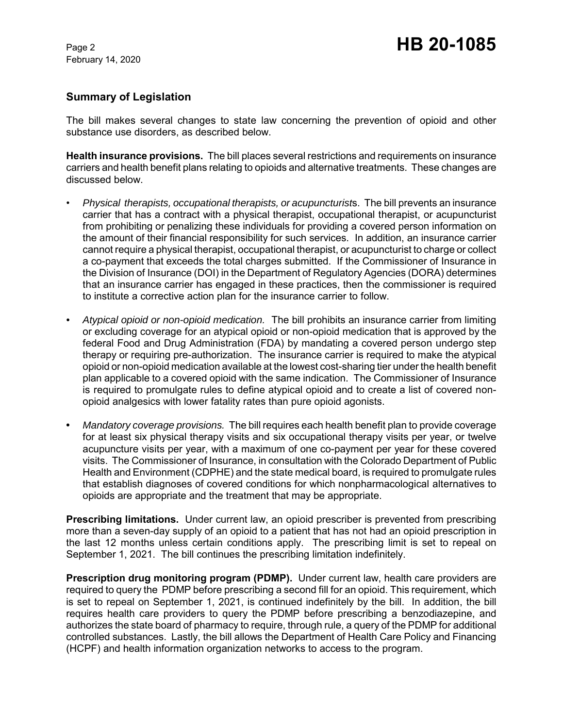## Summary of Legislation

The bill makes several changes to state law concerning the prevention of opioid and other substance use disorders, as described below.

**Health insurance provisions.** The bill places several restrictions and requirements on insurance carriers and health benefit plans relating to opioids and alternative treatments. These changes are discussed below.

- *Physical therapists, occupational therapists, or acupuncturist*s. The bill prevents an insurance carrier that has a contract with a physical therapist, occupational therapist, or acupuncturist from prohibiting or penalizing these individuals for providing a covered person information on the amount of their financial responsibility for such services. In addition, an insurance carrier cannot require a physical therapist, occupational therapist, or acupuncturist to charge or collect a co-payment that exceeds the total charges submitted. If the Commissioner of Insurance in the Division of Insurance (DOI) in the Department of Regulatory Agencies (DORA) determines that an insurance carrier has engaged in these practices, then the commissioner is required to institute a corrective action plan for the insurance carrier to follow.

- *Atypical opioid or non-opioid medication.* The bill prohibits an insurance carrier from limiting or excluding coverage for an atypical opioid or non-opioid medication that is approved by the federal Food and Drug Administration (FDA) by mandating a covered person undergo step therapy or requiring pre-authorization. The insurance carrier is required to make the atypical opioid or non-opioid medication available at the lowest cost-sharing tier under the health benefit plan applicable to a covered opioid with the same indication. The Commissioner of Insurance is required to promulgate rules to define atypical opioid and to create a list of covered non-opioid analgesics with lower fatality rates than pure opioid agonists.

- *Mandatory coverage provisions.* The bill requires each health benefit plan to provide coverage for at least six physical therapy visits and six occupational therapy visits per year, or twelve acupuncture visits per year, with a maximum of one co-payment per year for these covered visits. The Commissioner of Insurance, in consultation with the Colorado Department of Public Health and Environment (CDPHE) and the state medical board, is required to promulgate rules that establish diagnoses of covered conditions for which nonpharmacological alternatives to opioids are appropriate and the treatment that may be appropriate.

**Prescribing limitations.** Under current law, an opioid prescriber is prevented from prescribing more than a seven-day supply of an opioid to a patient that has not had an opioid prescription in the last 12 months unless certain conditions apply. The prescribing limit is set to repeal on September 1, 2021. The bill continues the prescribing limitation indefinitely.

**Prescription drug monitoring program (PDMP).** Under current law, health care providers are required to query the PDMP before prescribing a second fill for an opioid. This requirement, which is set to repeal on September 1, 2021, is continued indefinitely by the bill. In addition, the bill requires health care providers to query the PDMP before prescribing a benzodiazepine, and authorizes the state board of pharmacy to require, through rule, a query of the PDMP for additional controlled substances. Lastly, the bill allows the Department of Health Care Policy and Financing (HCPF) and health information organization networks to access to the program.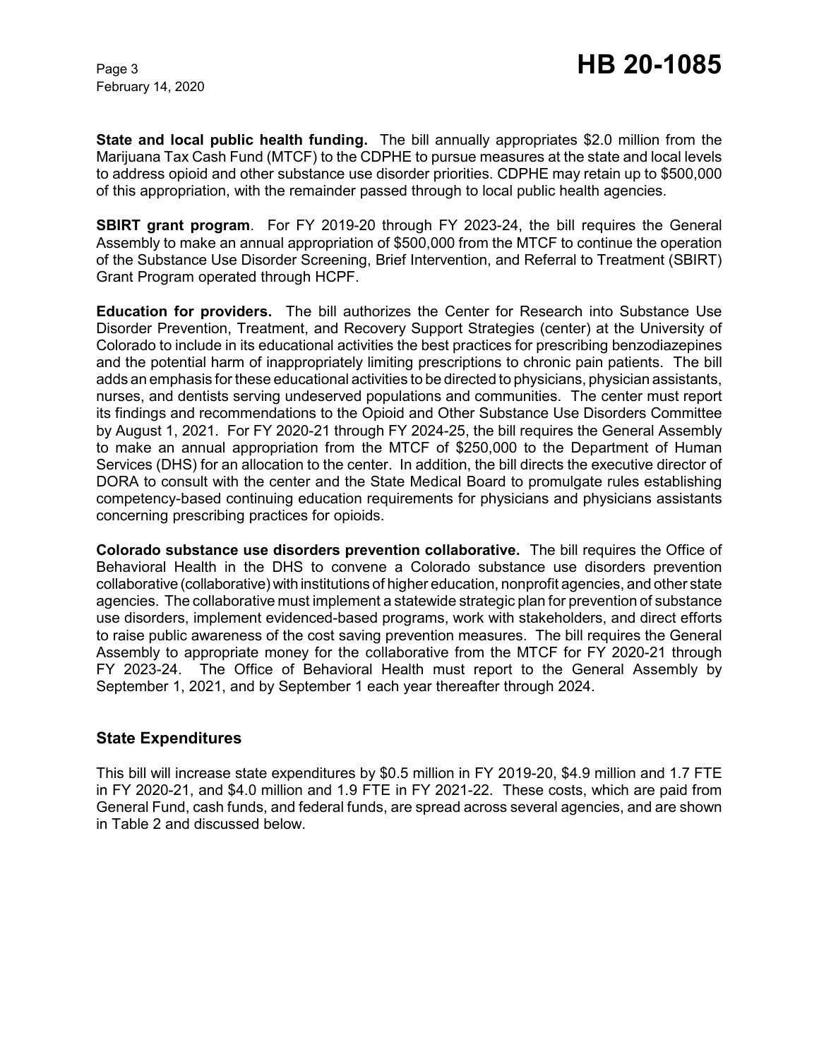**State and local public health funding.** The bill annually appropriates $2.0 million from the Marijuana Tax Cash Fund (MTCF) to the CDPHE to pursue measures at the state and local levels to address opioid and other substance use disorder priorities. CDPHE may retain up to $500,000 of this appropriation, with the remainder passed through to local public health agencies.

**SBIRT grant program**. For FY 2019-20 through FY 2023-24, the bill requires the General Assembly to make an annual appropriation of $500,000 from the MTCF to continue the operation of the Substance Use Disorder Screening, Brief Intervention, and Referral to Treatment (SBIRT) Grant Program operated through HCPF.

**Education for providers.** The bill authorizes the Center for Research into Substance Use Disorder Prevention, Treatment, and Recovery Support Strategies (center) at the University of Colorado to include in its educational activities the best practices for prescribing benzodiazepines and the potential harm of inappropriately limiting prescriptions to chronic pain patients. The bill adds an emphasis for these educational activities to be directed to physicians, physician assistants, nurses, and dentists serving undeserved populations and communities. The center must report its findings and recommendations to the Opioid and Other Substance Use Disorders Committee by August 1, 2021. For FY 2020-21 through FY 2024-25, the bill requires the General Assembly to make an annual appropriation from the MTCF of $250,000 to the Department of Human Services (DHS) for an allocation to the center. In addition, the bill directs the executive director of DORA to consult with the center and the State Medical Board to promulgate rules establishing competency-based continuing education requirements for physicians and physicians assistants concerning prescribing practices for opioids.

**Colorado substance use disorders prevention collaborative.** The bill requires the Office of Behavioral Health in the DHS to convene a Colorado substance use disorders prevention collaborative (collaborative) with institutions of higher education, nonprofit agencies, and other state agencies. The collaborative must implement a statewide strategic plan for prevention of substance use disorders, implement evidenced-based programs, work with stakeholders, and direct efforts to raise public awareness of the cost saving prevention measures. The bill requires the General Assembly to appropriate money for the collaborative from the MTCF for FY 2020-21 through FY 2023-24. The Office of Behavioral Health must report to the General Assembly by September 1, 2021, and by September 1 each year thereafter through 2024.

## State Expenditures

This bill will increase state expenditures by $0.5 million in FY 2019-20, $4.9 million and 1.7 FTE in FY 2020-21, and $4.0 million and 1.9 FTE in FY 2021-22. These costs, which are paid from General Fund, cash funds, and federal funds, are spread across several agencies, and are shown in Table 2 and discussed below.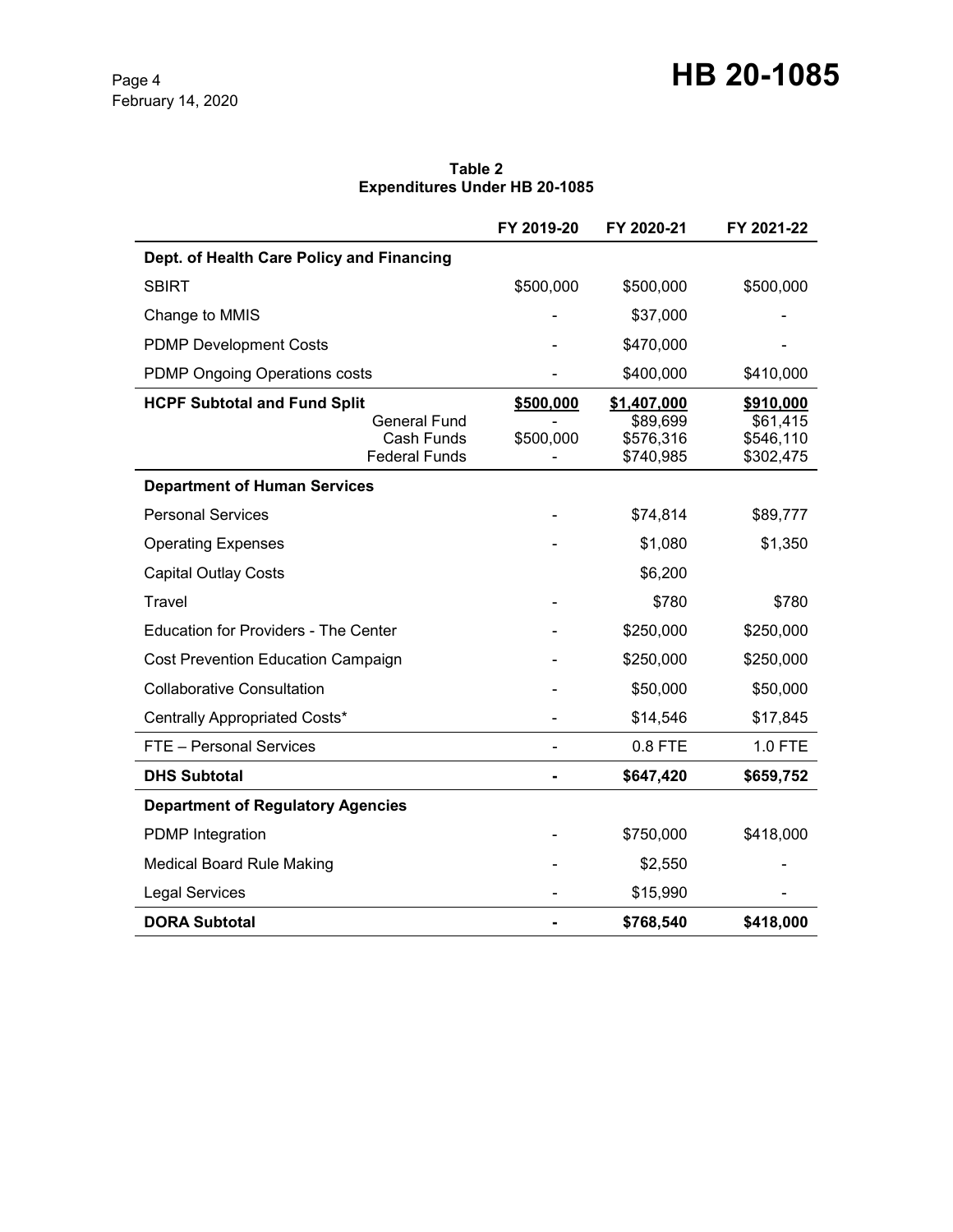**Table 2**
**Expenditures Under HB 20-1085**

| | FY 2019-20 | FY 2020-21 | FY 2021-22 |
|---|---|---|---|
| **Dept. of Health Care Policy and Financing** | | | |
| SBIRT | $500,000 | $500,000 | $500,000 |
| Change to MMIS | - | $37,000 | - |
| PDMP Development Costs | - | $470,000 | - |
| PDMP Ongoing Operations costs | - | $400,000 | $410,000 |
| **HCPF Subtotal and Fund Split** | **$500,000** | **$1,407,000** | **$910,000** |
| General Fund | - | $89,699 | $61,415 |
| Cash Funds | $500,000 | $576,316 | $546,110 |
| Federal Funds | - | $740,985 | $302,475 |
| **Department of Human Services** | | | |
| Personal Services | - | $74,814 | $89,777 |
| Operating Expenses | - | $1,080 | $1,350 |
| Capital Outlay Costs | | $6,200 | |
| Travel | - | $780 | $780 |
| Education for Providers - The Center | - | $250,000 | $250,000 |
| Cost Prevention Education Campaign | - | $250,000 | $250,000 |
| Collaborative Consultation | - | $50,000 | $50,000 |
| Centrally Appropriated Costs* | - | $14,546 | $17,845 |
| FTE – Personal Services | - | 0.8 FTE | 1.0 FTE |
| **DHS Subtotal** | **-** | **$647,420** | **$659,752** |
| **Department of Regulatory Agencies** | | | |
| PDMP Integration | - | $750,000 | $418,000 |
| Medical Board Rule Making | - | $2,550 | - |
| Legal Services | - | $15,990 | - |
| **DORA Subtotal** | **-** | **$768,540** | **$418,000** |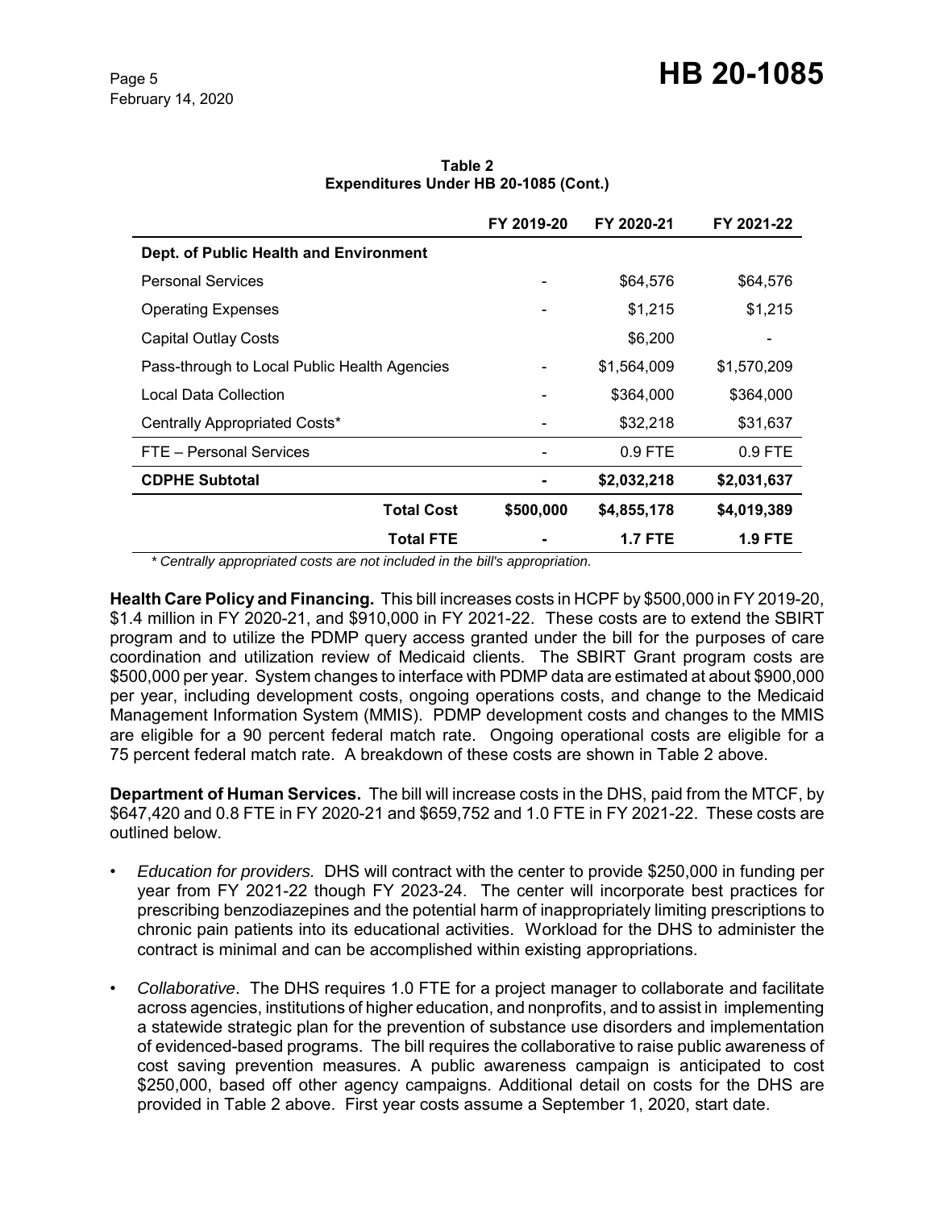**Table 2**
**Expenditures Under HB 20-1085 (Cont.)**

| | FY 2019-20 | FY 2020-21 | FY 2021-22 |
|---|---|---|---|
| **Dept. of Public Health and Environment** | | | |
| Personal Services | - | $64,576 | $64,576 |
| Operating Expenses | - | $1,215 | $1,215 |
| Capital Outlay Costs | | $6,200 | - |
| Pass-through to Local Public Health Agencies | - | $1,564,009 | $1,570,209 |
| Local Data Collection | - | $364,000 | $364,000 |
| Centrally Appropriated Costs* | - | $32,218 | $31,637 |
| FTE – Personal Services | - | 0.9 FTE | 0.9 FTE |
| **CDPHE Subtotal** | **-** | **$2,032,218** | **$2,031,637** |
| **Total Cost** | **$500,000** | **$4,855,178** | **$4,019,389** |
| **Total FTE** | **-** | **1.7 FTE** | **1.9 FTE** |

*\* Centrally appropriated costs are not included in the bill's appropriation.*

**Health Care Policy and Financing.** This bill increases costs in HCPF by $500,000 in FY 2019-20, $1.4 million in FY 2020-21, and $910,000 in FY 2021-22. These costs are to extend the SBIRT program and to utilize the PDMP query access granted under the bill for the purposes of care coordination and utilization review of Medicaid clients. The SBIRT Grant program costs are $500,000 per year. System changes to interface with PDMP data are estimated at about $900,000 per year, including development costs, ongoing operations costs, and change to the Medicaid Management Information System (MMIS). PDMP development costs and changes to the MMIS are eligible for a 90 percent federal match rate. Ongoing operational costs are eligible for a 75 percent federal match rate. A breakdown of these costs are shown in Table 2 above.

**Department of Human Services.** The bill will increase costs in the DHS, paid from the MTCF, by $647,420 and 0.8 FTE in FY 2020-21 and $659,752 and 1.0 FTE in FY 2021-22. These costs are outlined below.

- *Education for providers.* DHS will contract with the center to provide $250,000 in funding per year from FY 2021-22 though FY 2023-24. The center will incorporate best practices for prescribing benzodiazepines and the potential harm of inappropriately limiting prescriptions to chronic pain patients into its educational activities. Workload for the DHS to administer the contract is minimal and can be accomplished within existing appropriations.
- *Collaborative*. The DHS requires 1.0 FTE for a project manager to collaborate and facilitate across agencies, institutions of higher education, and nonprofits, and to assist in implementing a statewide strategic plan for the prevention of substance use disorders and implementation of evidenced-based programs. The bill requires the collaborative to raise public awareness of cost saving prevention measures. A public awareness campaign is anticipated to cost $250,000, based off other agency campaigns. Additional detail on costs for the DHS are provided in Table 2 above. First year costs assume a September 1, 2020, start date.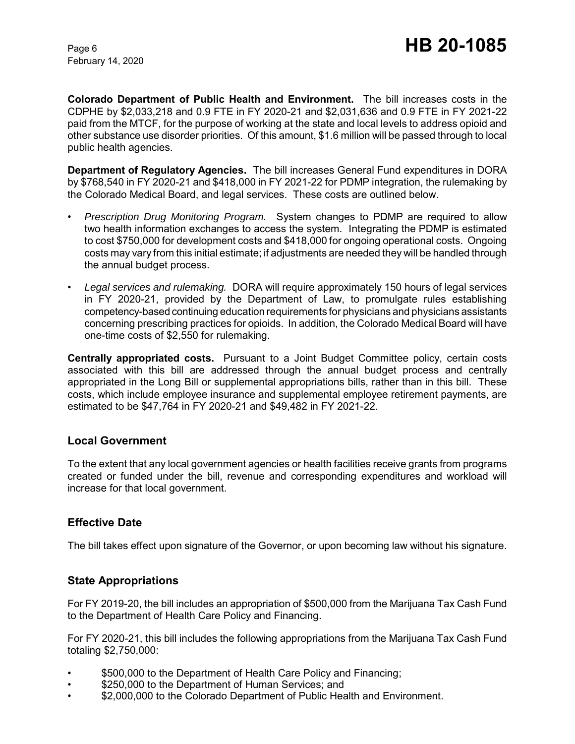**Colorado Department of Public Health and Environment.** The bill increases costs in the CDPHE by $2,033,218 and 0.9 FTE in FY 2020-21 and $2,031,636 and 0.9 FTE in FY 2021-22 paid from the MTCF, for the purpose of working at the state and local levels to address opioid and other substance use disorder priorities. Of this amount, $1.6 million will be passed through to local public health agencies.

**Department of Regulatory Agencies.** The bill increases General Fund expenditures in DORA by $768,540 in FY 2020-21 and $418,000 in FY 2021-22 for PDMP integration, the rulemaking by the Colorado Medical Board, and legal services. These costs are outlined below.

- *Prescription Drug Monitoring Program.* System changes to PDMP are required to allow two health information exchanges to access the system. Integrating the PDMP is estimated to cost $750,000 for development costs and $418,000 for ongoing operational costs. Ongoing costs may vary from this initial estimate; if adjustments are needed they will be handled through the annual budget process.
- *Legal services and rulemaking.* DORA will require approximately 150 hours of legal services in FY 2020-21, provided by the Department of Law, to promulgate rules establishing competency-based continuing education requirements for physicians and physicians assistants concerning prescribing practices for opioids. In addition, the Colorado Medical Board will have one-time costs of $2,550 for rulemaking.

**Centrally appropriated costs.** Pursuant to a Joint Budget Committee policy, certain costs associated with this bill are addressed through the annual budget process and centrally appropriated in the Long Bill or supplemental appropriations bills, rather than in this bill. These costs, which include employee insurance and supplemental employee retirement payments, are estimated to be $47,764 in FY 2020-21 and $49,482 in FY 2021-22.

## Local Government

To the extent that any local government agencies or health facilities receive grants from programs created or funded under the bill, revenue and corresponding expenditures and workload will increase for that local government.

## Effective Date

The bill takes effect upon signature of the Governor, or upon becoming law without his signature.

## State Appropriations

For FY 2019-20, the bill includes an appropriation of $500,000 from the Marijuana Tax Cash Fund to the Department of Health Care Policy and Financing.

For FY 2020-21, this bill includes the following appropriations from the Marijuana Tax Cash Fund totaling $2,750,000:

- $500,000 to the Department of Health Care Policy and Financing;
- $250,000 to the Department of Human Services; and
- $2,000,000 to the Colorado Department of Public Health and Environment.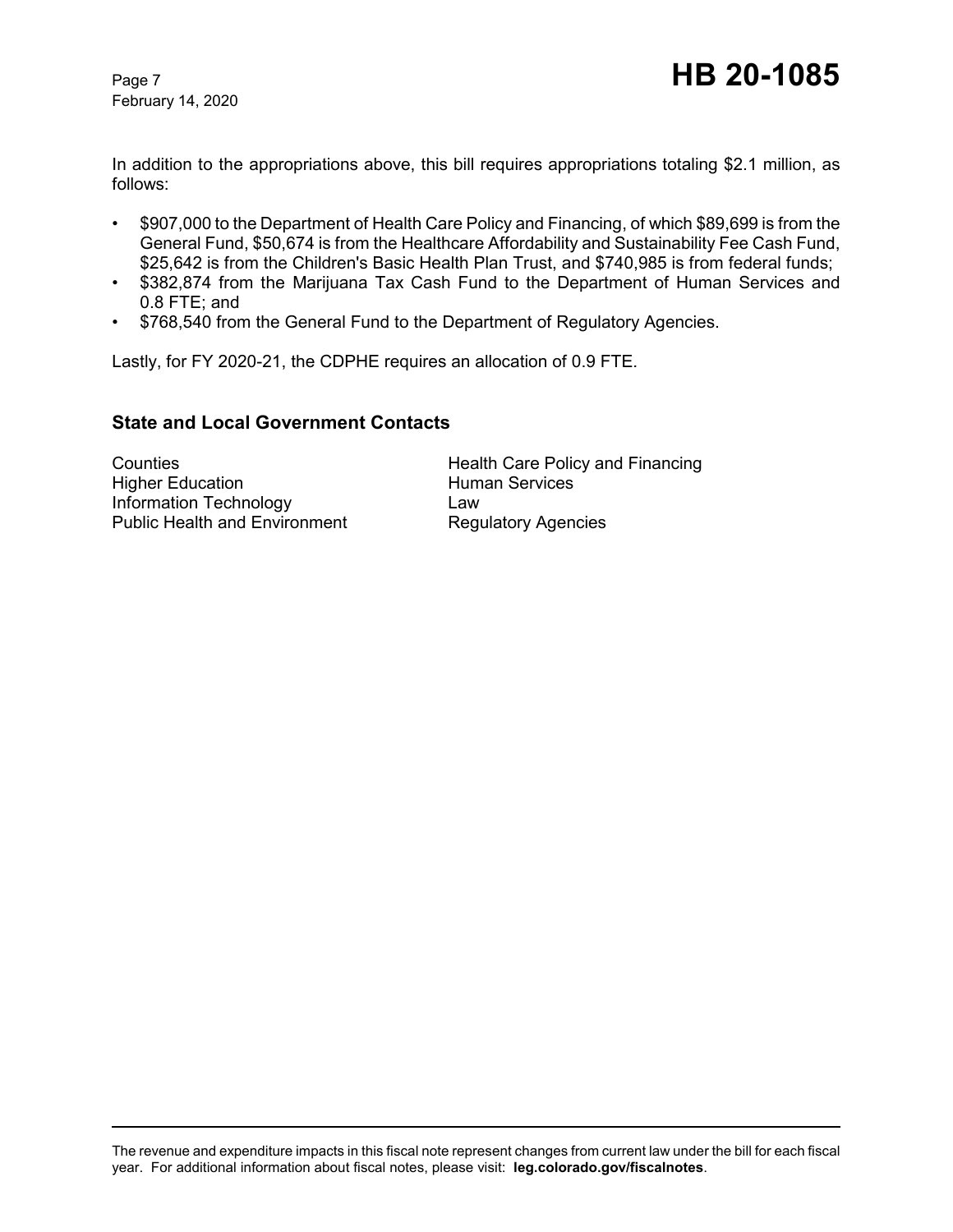In addition to the appropriations above, this bill requires appropriations totaling $2.1 million, as follows:

- $907,000 to the Department of Health Care Policy and Financing, of which $89,699 is from the General Fund, $50,674 is from the Healthcare Affordability and Sustainability Fee Cash Fund, $25,642 is from the Children's Basic Health Plan Trust, and $740,985 is from federal funds;
- $382,874 from the Marijuana Tax Cash Fund to the Department of Human Services and 0.8 FTE; and
- $768,540 from the General Fund to the Department of Regulatory Agencies.

Lastly, for FY 2020-21, the CDPHE requires an allocation of 0.9 FTE.

### State and Local Government Contacts

| | |
|---|---|
| Counties | Health Care Policy and Financing |
| Higher Education | Human Services |
| Information Technology | Law |
| Public Health and Environment | Regulatory Agencies |

The revenue and expenditure impacts in this fiscal note represent changes from current law under the bill for each fiscal year. For additional information about fiscal notes, please visit: **leg.colorado.gov/fiscalnotes**.